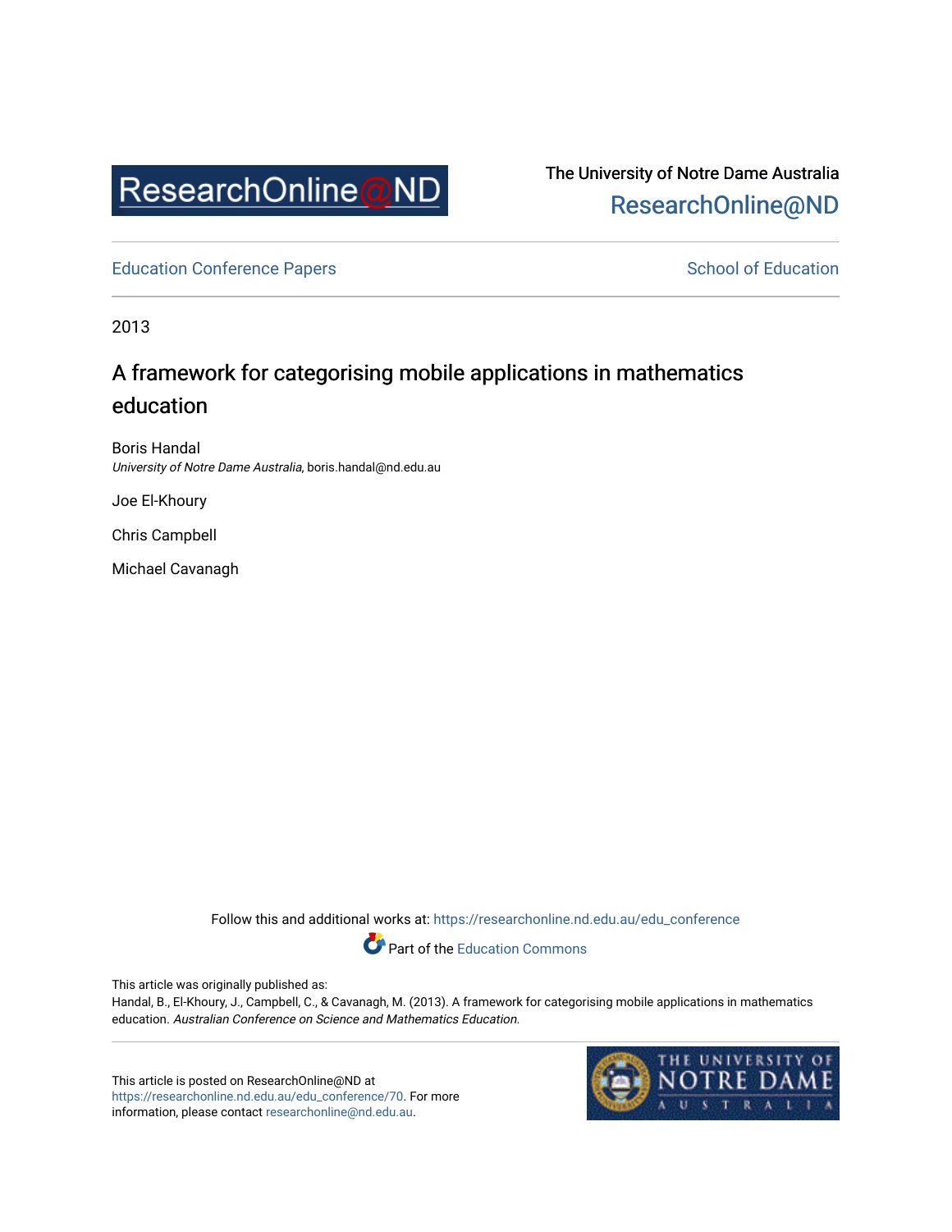The University of Notre Dame Australia
ResearchOnline@ND

Education Conference Papers | School of Education

2013

# A framework for categorising mobile applications in mathematics education

Boris Handal
*University of Notre Dame Australia*, boris.handal@nd.edu.au

Joe El-Khoury

Chris Campbell

Michael Cavanagh

Follow this and additional works at: https://researchonline.nd.edu.au/edu_conference

Part of the Education Commons

This article was originally published as:
Handal, B., El-Khoury, J., Campbell, C., & Cavanagh, M. (2013). A framework for categorising mobile applications in mathematics education. *Australian Conference on Science and Mathematics Education.*

This article is posted on ResearchOnline@ND at https://researchonline.nd.edu.au/edu_conference/70. For more information, please contact researchonline@nd.edu.au.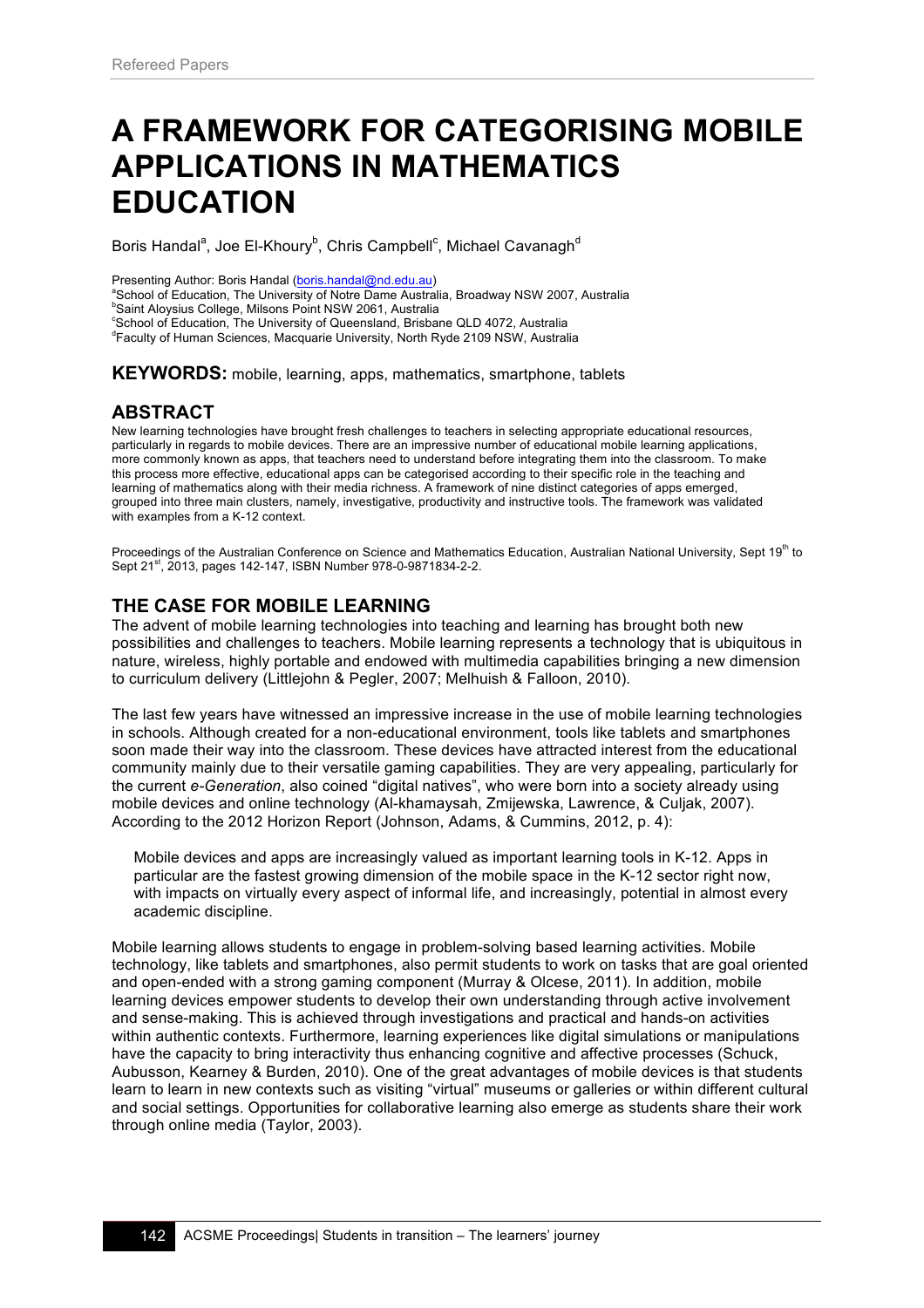# A FRAMEWORK FOR CATEGORISING MOBILE APPLICATIONS IN MATHEMATICS EDUCATION

Boris Handal[a], Joe El-Khoury[b], Chris Campbell[c], Michael Cavanagh[d]

Presenting Author: Boris Handal (boris.handal@nd.edu.au)
[a]School of Education, The University of Notre Dame Australia, Broadway NSW 2007, Australia
[b]Saint Aloysius College, Milsons Point NSW 2061, Australia
[c]School of Education, The University of Queensland, Brisbane QLD 4072, Australia
[d]Faculty of Human Sciences, Macquarie University, North Ryde 2109 NSW, Australia

**KEYWORDS:** mobile, learning, apps, mathematics, smartphone, tablets

## ABSTRACT

New learning technologies have brought fresh challenges to teachers in selecting appropriate educational resources, particularly in regards to mobile devices. There are an impressive number of educational mobile learning applications, more commonly known as apps, that teachers need to understand before integrating them into the classroom. To make this process more effective, educational apps can be categorised according to their specific role in the teaching and learning of mathematics along with their media richness. A framework of nine distinct categories of apps emerged, grouped into three main clusters, namely, investigative, productivity and instructive tools. The framework was validated with examples from a K-12 context.

Proceedings of the Australian Conference on Science and Mathematics Education, Australian National University, Sept 19th to Sept 21st, 2013, pages 142-147, ISBN Number 978-0-9871834-2-2.

## THE CASE FOR MOBILE LEARNING

The advent of mobile learning technologies into teaching and learning has brought both new possibilities and challenges to teachers. Mobile learning represents a technology that is ubiquitous in nature, wireless, highly portable and endowed with multimedia capabilities bringing a new dimension to curriculum delivery (Littlejohn & Pegler, 2007; Melhuish & Falloon, 2010).

The last few years have witnessed an impressive increase in the use of mobile learning technologies in schools. Although created for a non-educational environment, tools like tablets and smartphones soon made their way into the classroom. These devices have attracted interest from the educational community mainly due to their versatile gaming capabilities. They are very appealing, particularly for the current *e-Generation*, also coined "digital natives", who were born into a society already using mobile devices and online technology (Al-khamaysah, Zmijewska, Lawrence, & Culjak, 2007). According to the 2012 Horizon Report (Johnson, Adams, & Cummins, 2012, p. 4):

> Mobile devices and apps are increasingly valued as important learning tools in K-12. Apps in particular are the fastest growing dimension of the mobile space in the K-12 sector right now, with impacts on virtually every aspect of informal life, and increasingly, potential in almost every academic discipline.

Mobile learning allows students to engage in problem-solving based learning activities. Mobile technology, like tablets and smartphones, also permit students to work on tasks that are goal oriented and open-ended with a strong gaming component (Murray & Olcese, 2011). In addition, mobile learning devices empower students to develop their own understanding through active involvement and sense-making. This is achieved through investigations and practical and hands-on activities within authentic contexts. Furthermore, learning experiences like digital simulations or manipulations have the capacity to bring interactivity thus enhancing cognitive and affective processes (Schuck, Aubusson, Kearney & Burden, 2010). One of the great advantages of mobile devices is that students learn to learn in new contexts such as visiting "virtual" museums or galleries or within different cultural and social settings. Opportunities for collaborative learning also emerge as students share their work through online media (Taylor, 2003).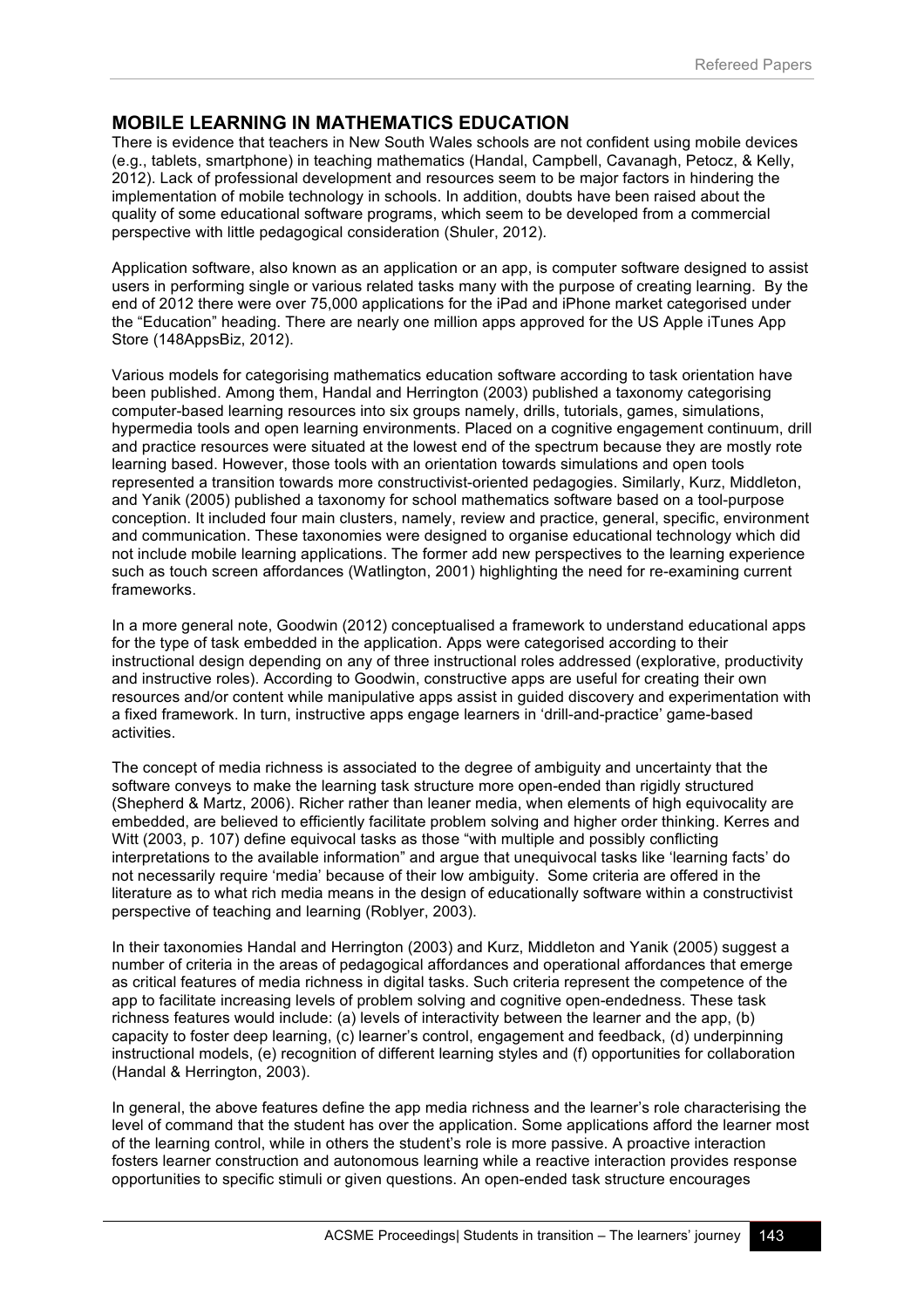## MOBILE LEARNING IN MATHEMATICS EDUCATION

There is evidence that teachers in New South Wales schools are not confident using mobile devices (e.g., tablets, smartphone) in teaching mathematics (Handal, Campbell, Cavanagh, Petocz, & Kelly, 2012). Lack of professional development and resources seem to be major factors in hindering the implementation of mobile technology in schools. In addition, doubts have been raised about the quality of some educational software programs, which seem to be developed from a commercial perspective with little pedagogical consideration (Shuler, 2012).

Application software, also known as an application or an app, is computer software designed to assist users in performing single or various related tasks many with the purpose of creating learning. By the end of 2012 there were over 75,000 applications for the iPad and iPhone market categorised under the "Education" heading. There are nearly one million apps approved for the US Apple iTunes App Store (148AppsBiz, 2012).

Various models for categorising mathematics education software according to task orientation have been published. Among them, Handal and Herrington (2003) published a taxonomy categorising computer-based learning resources into six groups namely, drills, tutorials, games, simulations, hypermedia tools and open learning environments. Placed on a cognitive engagement continuum, drill and practice resources were situated at the lowest end of the spectrum because they are mostly rote learning based. However, those tools with an orientation towards simulations and open tools represented a transition towards more constructivist-oriented pedagogies. Similarly, Kurz, Middleton, and Yanik (2005) published a taxonomy for school mathematics software based on a tool-purpose conception. It included four main clusters, namely, review and practice, general, specific, environment and communication. These taxonomies were designed to organise educational technology which did not include mobile learning applications. The former add new perspectives to the learning experience such as touch screen affordances (Watlington, 2001) highlighting the need for re-examining current frameworks.

In a more general note, Goodwin (2012) conceptualised a framework to understand educational apps for the type of task embedded in the application. Apps were categorised according to their instructional design depending on any of three instructional roles addressed (explorative, productivity and instructive roles). According to Goodwin, constructive apps are useful for creating their own resources and/or content while manipulative apps assist in guided discovery and experimentation with a fixed framework. In turn, instructive apps engage learners in 'drill-and-practice' game-based activities.

The concept of media richness is associated to the degree of ambiguity and uncertainty that the software conveys to make the learning task structure more open-ended than rigidly structured (Shepherd & Martz, 2006). Richer rather than leaner media, when elements of high equivocality are embedded, are believed to efficiently facilitate problem solving and higher order thinking. Kerres and Witt (2003, p. 107) define equivocal tasks as those "with multiple and possibly conflicting interpretations to the available information" and argue that unequivocal tasks like 'learning facts' do not necessarily require 'media' because of their low ambiguity. Some criteria are offered in the literature as to what rich media means in the design of educationally software within a constructivist perspective of teaching and learning (Roblyer, 2003).

In their taxonomies Handal and Herrington (2003) and Kurz, Middleton and Yanik (2005) suggest a number of criteria in the areas of pedagogical affordances and operational affordances that emerge as critical features of media richness in digital tasks. Such criteria represent the competence of the app to facilitate increasing levels of problem solving and cognitive open-endedness. These task richness features would include: (a) levels of interactivity between the learner and the app, (b) capacity to foster deep learning, (c) learner's control, engagement and feedback, (d) underpinning instructional models, (e) recognition of different learning styles and (f) opportunities for collaboration (Handal & Herrington, 2003).

In general, the above features define the app media richness and the learner's role characterising the level of command that the student has over the application. Some applications afford the learner most of the learning control, while in others the student's role is more passive. A proactive interaction fosters learner construction and autonomous learning while a reactive interaction provides response opportunities to specific stimuli or given questions. An open-ended task structure encourages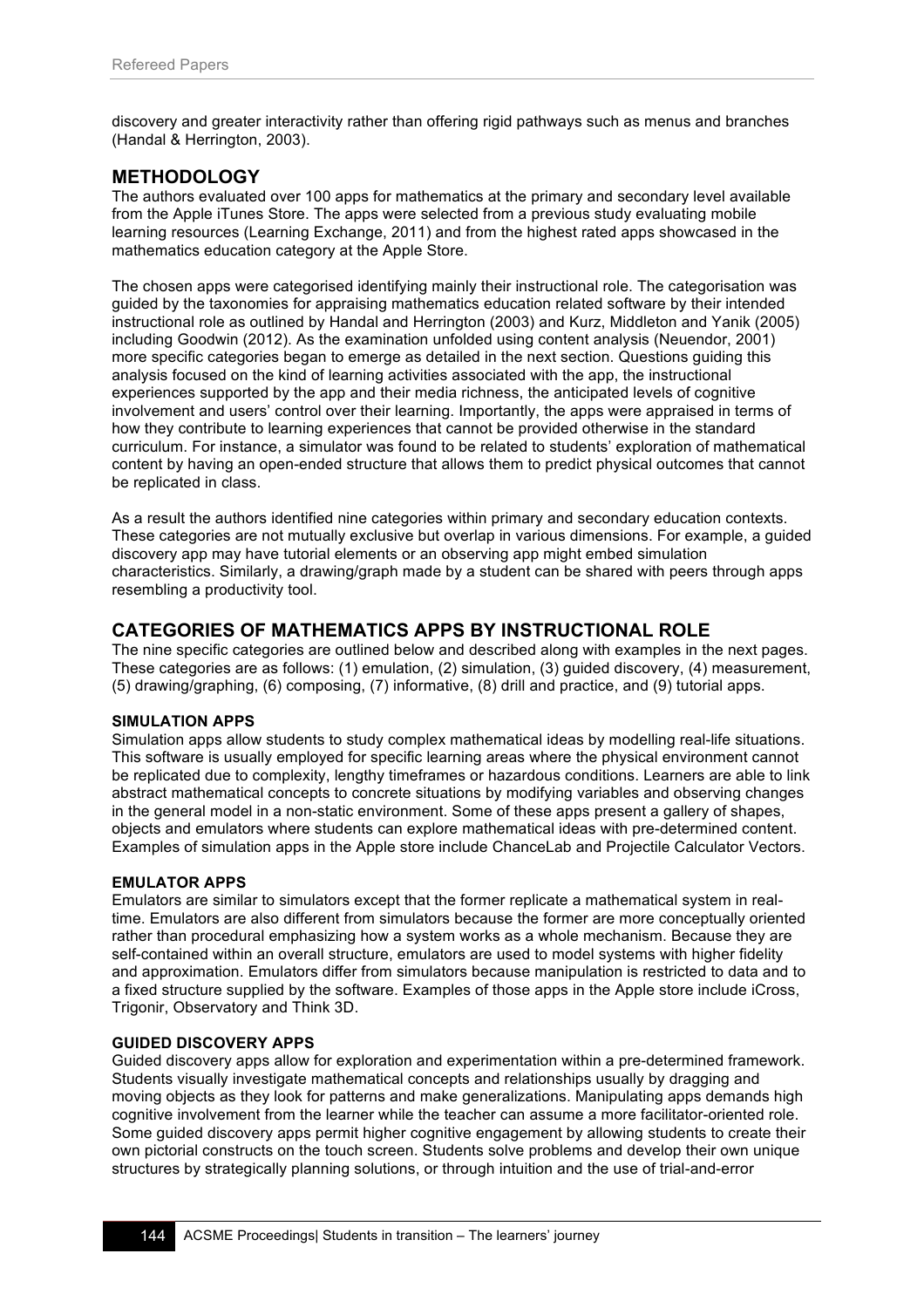discovery and greater interactivity rather than offering rigid pathways such as menus and branches (Handal & Herrington, 2003).

## METHODOLOGY

The authors evaluated over 100 apps for mathematics at the primary and secondary level available from the Apple iTunes Store. The apps were selected from a previous study evaluating mobile learning resources (Learning Exchange, 2011) and from the highest rated apps showcased in the mathematics education category at the Apple Store.

The chosen apps were categorised identifying mainly their instructional role. The categorisation was guided by the taxonomies for appraising mathematics education related software by their intended instructional role as outlined by Handal and Herrington (2003) and Kurz, Middleton and Yanik (2005) including Goodwin (2012). As the examination unfolded using content analysis (Neuendor, 2001) more specific categories began to emerge as detailed in the next section. Questions guiding this analysis focused on the kind of learning activities associated with the app, the instructional experiences supported by the app and their media richness, the anticipated levels of cognitive involvement and users' control over their learning. Importantly, the apps were appraised in terms of how they contribute to learning experiences that cannot be provided otherwise in the standard curriculum. For instance, a simulator was found to be related to students' exploration of mathematical content by having an open-ended structure that allows them to predict physical outcomes that cannot be replicated in class.

As a result the authors identified nine categories within primary and secondary education contexts. These categories are not mutually exclusive but overlap in various dimensions. For example, a guided discovery app may have tutorial elements or an observing app might embed simulation characteristics. Similarly, a drawing/graph made by a student can be shared with peers through apps resembling a productivity tool.

## CATEGORIES OF MATHEMATICS APPS BY INSTRUCTIONAL ROLE

The nine specific categories are outlined below and described along with examples in the next pages. These categories are as follows: (1) emulation, (2) simulation, (3) guided discovery, (4) measurement, (5) drawing/graphing, (6) composing, (7) informative, (8) drill and practice, and (9) tutorial apps.

### SIMULATION APPS

Simulation apps allow students to study complex mathematical ideas by modelling real-life situations. This software is usually employed for specific learning areas where the physical environment cannot be replicated due to complexity, lengthy timeframes or hazardous conditions. Learners are able to link abstract mathematical concepts to concrete situations by modifying variables and observing changes in the general model in a non-static environment. Some of these apps present a gallery of shapes, objects and emulators where students can explore mathematical ideas with pre-determined content. Examples of simulation apps in the Apple store include ChanceLab and Projectile Calculator Vectors.

### EMULATOR APPS

Emulators are similar to simulators except that the former replicate a mathematical system in real-time. Emulators are also different from simulators because the former are more conceptually oriented rather than procedural emphasizing how a system works as a whole mechanism. Because they are self-contained within an overall structure, emulators are used to model systems with higher fidelity and approximation. Emulators differ from simulators because manipulation is restricted to data and to a fixed structure supplied by the software. Examples of those apps in the Apple store include iCross, Trigonir, Observatory and Think 3D.

### GUIDED DISCOVERY APPS

Guided discovery apps allow for exploration and experimentation within a pre-determined framework. Students visually investigate mathematical concepts and relationships usually by dragging and moving objects as they look for patterns and make generalizations. Manipulating apps demands high cognitive involvement from the learner while the teacher can assume a more facilitator-oriented role. Some guided discovery apps permit higher cognitive engagement by allowing students to create their own pictorial constructs on the touch screen. Students solve problems and develop their own unique structures by strategically planning solutions, or through intuition and the use of trial-and-error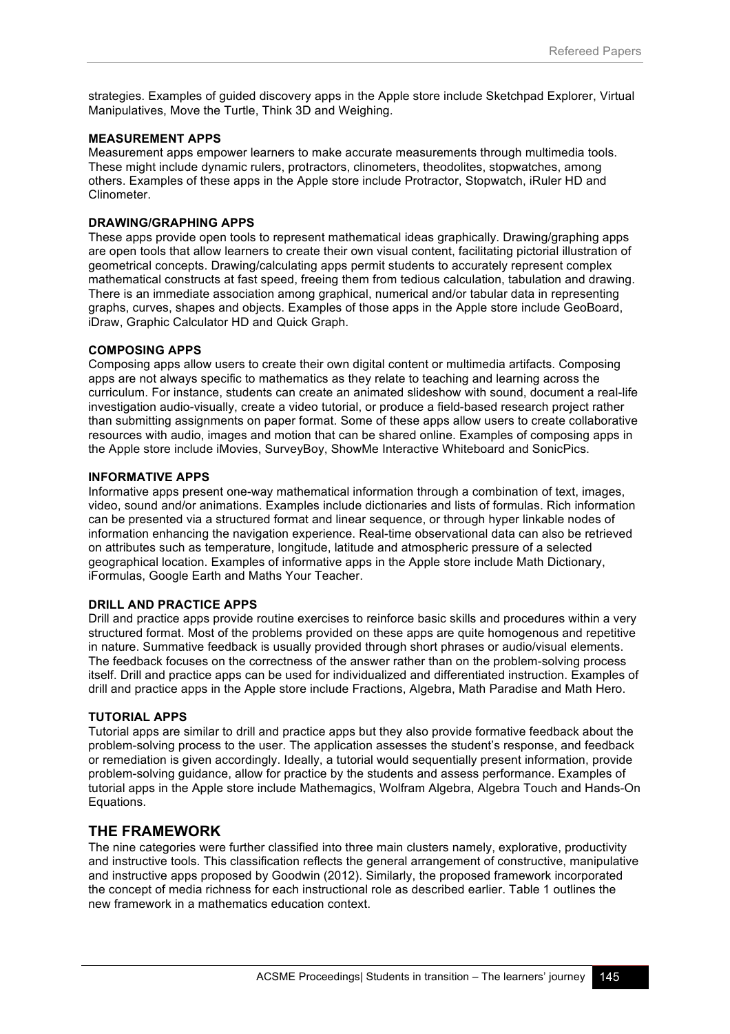strategies. Examples of guided discovery apps in the Apple store include Sketchpad Explorer, Virtual Manipulatives, Move the Turtle, Think 3D and Weighing.

### MEASUREMENT APPS

Measurement apps empower learners to make accurate measurements through multimedia tools. These might include dynamic rulers, protractors, clinometers, theodolites, stopwatches, among others. Examples of these apps in the Apple store include Protractor, Stopwatch, iRuler HD and Clinometer.

### DRAWING/GRAPHING APPS

These apps provide open tools to represent mathematical ideas graphically. Drawing/graphing apps are open tools that allow learners to create their own visual content, facilitating pictorial illustration of geometrical concepts. Drawing/calculating apps permit students to accurately represent complex mathematical constructs at fast speed, freeing them from tedious calculation, tabulation and drawing. There is an immediate association among graphical, numerical and/or tabular data in representing graphs, curves, shapes and objects. Examples of those apps in the Apple store include GeoBoard, iDraw, Graphic Calculator HD and Quick Graph.

### COMPOSING APPS

Composing apps allow users to create their own digital content or multimedia artifacts. Composing apps are not always specific to mathematics as they relate to teaching and learning across the curriculum. For instance, students can create an animated slideshow with sound, document a real-life investigation audio-visually, create a video tutorial, or produce a field-based research project rather than submitting assignments on paper format. Some of these apps allow users to create collaborative resources with audio, images and motion that can be shared online. Examples of composing apps in the Apple store include iMovies, SurveyBoy, ShowMe Interactive Whiteboard and SonicPics.

### INFORMATIVE APPS

Informative apps present one-way mathematical information through a combination of text, images, video, sound and/or animations. Examples include dictionaries and lists of formulas. Rich information can be presented via a structured format and linear sequence, or through hyper linkable nodes of information enhancing the navigation experience. Real-time observational data can also be retrieved on attributes such as temperature, longitude, latitude and atmospheric pressure of a selected geographical location. Examples of informative apps in the Apple store include Math Dictionary, iFormulas, Google Earth and Maths Your Teacher.

### DRILL AND PRACTICE APPS

Drill and practice apps provide routine exercises to reinforce basic skills and procedures within a very structured format. Most of the problems provided on these apps are quite homogenous and repetitive in nature. Summative feedback is usually provided through short phrases or audio/visual elements. The feedback focuses on the correctness of the answer rather than on the problem-solving process itself. Drill and practice apps can be used for individualized and differentiated instruction. Examples of drill and practice apps in the Apple store include Fractions, Algebra, Math Paradise and Math Hero.

### TUTORIAL APPS

Tutorial apps are similar to drill and practice apps but they also provide formative feedback about the problem-solving process to the user. The application assesses the student's response, and feedback or remediation is given accordingly. Ideally, a tutorial would sequentially present information, provide problem-solving guidance, allow for practice by the students and assess performance. Examples of tutorial apps in the Apple store include Mathemagics, Wolfram Algebra, Algebra Touch and Hands-On Equations.

## THE FRAMEWORK

The nine categories were further classified into three main clusters namely, explorative, productivity and instructive tools. This classification reflects the general arrangement of constructive, manipulative and instructive apps proposed by Goodwin (2012). Similarly, the proposed framework incorporated the concept of media richness for each instructional role as described earlier. Table 1 outlines the new framework in a mathematics education context.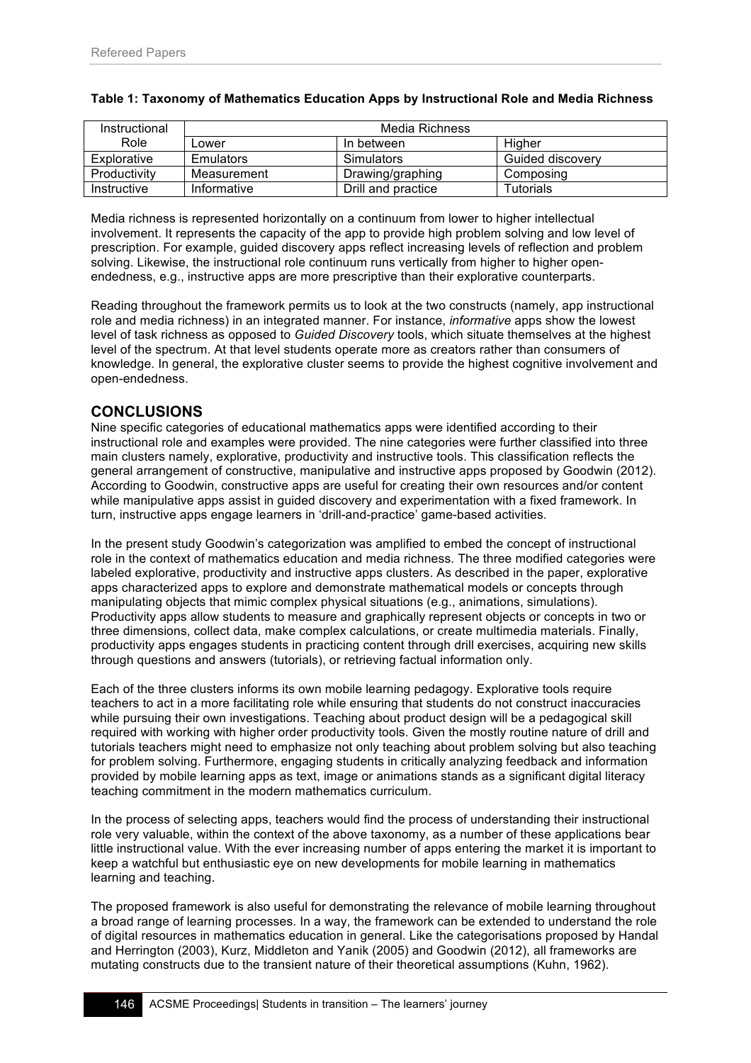**Table 1: Taxonomy of Mathematics Education Apps by Instructional Role and Media Richness**

| Instructional Role | Media Richness | | |
|---|---|---|---|
| | Lower | In between | Higher |
| Explorative | Emulators | Simulators | Guided discovery |
| Productivity | Measurement | Drawing/graphing | Composing |
| Instructive | Informative | Drill and practice | Tutorials |

Media richness is represented horizontally on a continuum from lower to higher intellectual involvement. It represents the capacity of the app to provide high problem solving and low level of prescription. For example, guided discovery apps reflect increasing levels of reflection and problem solving. Likewise, the instructional role continuum runs vertically from higher to higher open-endedness, e.g., instructive apps are more prescriptive than their explorative counterparts.

Reading throughout the framework permits us to look at the two constructs (namely, app instructional role and media richness) in an integrated manner. For instance, *informative* apps show the lowest level of task richness as opposed to *Guided Discovery* tools, which situate themselves at the highest level of the spectrum. At that level students operate more as creators rather than consumers of knowledge. In general, the explorative cluster seems to provide the highest cognitive involvement and open-endedness.

## CONCLUSIONS

Nine specific categories of educational mathematics apps were identified according to their instructional role and examples were provided. The nine categories were further classified into three main clusters namely, explorative, productivity and instructive tools. This classification reflects the general arrangement of constructive, manipulative and instructive apps proposed by Goodwin (2012). According to Goodwin, constructive apps are useful for creating their own resources and/or content while manipulative apps assist in guided discovery and experimentation with a fixed framework. In turn, instructive apps engage learners in 'drill-and-practice' game-based activities.

In the present study Goodwin's categorization was amplified to embed the concept of instructional role in the context of mathematics education and media richness. The three modified categories were labeled explorative, productivity and instructive apps clusters. As described in the paper, explorative apps characterized apps to explore and demonstrate mathematical models or concepts through manipulating objects that mimic complex physical situations (e.g., animations, simulations). Productivity apps allow students to measure and graphically represent objects or concepts in two or three dimensions, collect data, make complex calculations, or create multimedia materials. Finally, productivity apps engages students in practicing content through drill exercises, acquiring new skills through questions and answers (tutorials), or retrieving factual information only.

Each of the three clusters informs its own mobile learning pedagogy. Explorative tools require teachers to act in a more facilitating role while ensuring that students do not construct inaccuracies while pursuing their own investigations. Teaching about product design will be a pedagogical skill required with working with higher order productivity tools. Given the mostly routine nature of drill and tutorials teachers might need to emphasize not only teaching about problem solving but also teaching for problem solving. Furthermore, engaging students in critically analyzing feedback and information provided by mobile learning apps as text, image or animations stands as a significant digital literacy teaching commitment in the modern mathematics curriculum.

In the process of selecting apps, teachers would find the process of understanding their instructional role very valuable, within the context of the above taxonomy, as a number of these applications bear little instructional value. With the ever increasing number of apps entering the market it is important to keep a watchful but enthusiastic eye on new developments for mobile learning in mathematics learning and teaching.

The proposed framework is also useful for demonstrating the relevance of mobile learning throughout a broad range of learning processes. In a way, the framework can be extended to understand the role of digital resources in mathematics education in general. Like the categorisations proposed by Handal and Herrington (2003), Kurz, Middleton and Yanik (2005) and Goodwin (2012), all frameworks are mutating constructs due to the transient nature of their theoretical assumptions (Kuhn, 1962).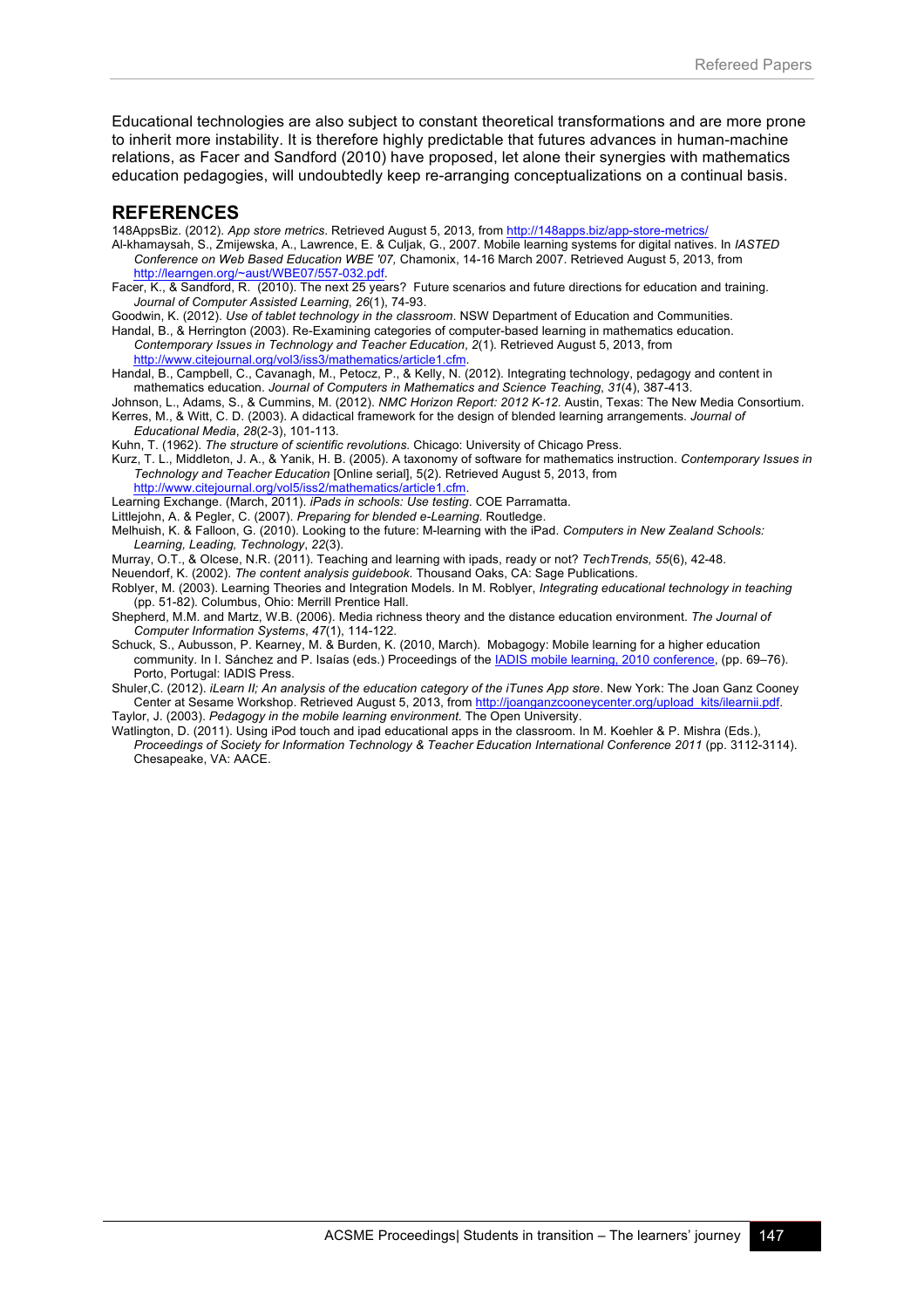Educational technologies are also subject to constant theoretical transformations and are more prone to inherit more instability. It is therefore highly predictable that futures advances in human-machine relations, as Facer and Sandford (2010) have proposed, let alone their synergies with mathematics education pedagogies, will undoubtedly keep re-arranging conceptualizations on a continual basis.

## REFERENCES

148AppsBiz. (2012). *App store metrics*. Retrieved August 5, 2013, from http://148apps.biz/app-store-metrics/

Al-khamaysah, S., Zmijewska, A., Lawrence, E. & Culjak, G., 2007. Mobile learning systems for digital natives. In *IASTED Conference on Web Based Education WBE '07,* Chamonix, 14-16 March 2007. Retrieved August 5, 2013, from http://learngen.org/~aust/WBE07/557-032.pdf.

Facer, K., & Sandford, R. (2010). The next 25 years? Future scenarios and future directions for education and training. *Journal of Computer Assisted Learning*, *26*(1), 74-93.

Goodwin, K. (2012). *Use of tablet technology in the classroom*. NSW Department of Education and Communities.

Handal, B., & Herrington (2003). Re-Examining categories of computer-based learning in mathematics education. *Contemporary Issues in Technology and Teacher Education*, *2*(1). Retrieved August 5, 2013, from http://www.citejournal.org/vol3/iss3/mathematics/article1.cfm.

Handal, B., Campbell, C., Cavanagh, M., Petocz, P., & Kelly, N. (2012). Integrating technology, pedagogy and content in mathematics education. *Journal of Computers in Mathematics and Science Teaching*, *31*(4), 387-413.

Johnson, L., Adams, S., & Cummins, M. (2012). *NMC Horizon Report: 2012 K-12.* Austin, Texas: The New Media Consortium.

Kerres, M., & Witt, C. D. (2003). A didactical framework for the design of blended learning arrangements. *Journal of Educational Media*, *28*(2-3), 101-113.

Kuhn, T. (1962). *The structure of scientific revolutions.* Chicago: University of Chicago Press.

Kurz, T. L., Middleton, J. A., & Yanik, H. B. (2005). A taxonomy of software for mathematics instruction. *Contemporary Issues in Technology and Teacher Education* [Online serial], 5(2). Retrieved August 5, 2013, from http://www.citejournal.org/vol5/iss2/mathematics/article1.cfm.

Learning Exchange. (March, 2011). *iPads in schools: Use testing*. COE Parramatta.

Littlejohn, A. & Pegler, C. (2007). *Preparing for blended e-Learning.* Routledge.

Melhuish, K. & Falloon, G. (2010). Looking to the future: M-learning with the iPad. *Computers in New Zealand Schools: Learning, Leading, Technology*, *22*(3).

Murray, O.T., & Olcese, N.R. (2011). Teaching and learning with ipads, ready or not? *TechTrends, 55*(6), 42-48.

Neuendorf, K. (2002). *The content analysis guidebook.* Thousand Oaks, CA: Sage Publications.

Roblyer, M. (2003). Learning Theories and Integration Models. In M. Roblyer, *Integrating educational technology in teaching* (pp. 51-82). Columbus, Ohio: Merrill Prentice Hall.

Shepherd, M.M. and Martz, W.B. (2006). Media richness theory and the distance education environment. *The Journal of Computer Information Systems*, *47*(1), 114-122.

Schuck, S., Aubusson, P. Kearney, M. & Burden, K. (2010, March). Mobagogy: Mobile learning for a higher education community. In I. Sánchez and P. Isaías (eds.) Proceedings of the IADIS mobile learning, 2010 conference, (pp. 69–76). Porto, Portugal: IADIS Press.

Shuler,C. (2012). *iLearn II; An analysis of the education category of the iTunes App store*. New York: The Joan Ganz Cooney Center at Sesame Workshop. Retrieved August 5, 2013, from http://joanganzcooneycenter.org/upload_kits/ilearnii.pdf.

Taylor, J. (2003). *Pedagogy in the mobile learning environment.* The Open University.

Watlington, D. (2011). Using iPod touch and ipad educational apps in the classroom. In M. Koehler & P. Mishra (Eds.), *Proceedings of Society for Information Technology & Teacher Education International Conference 2011* (pp. 3112-3114). Chesapeake, VA: AACE.